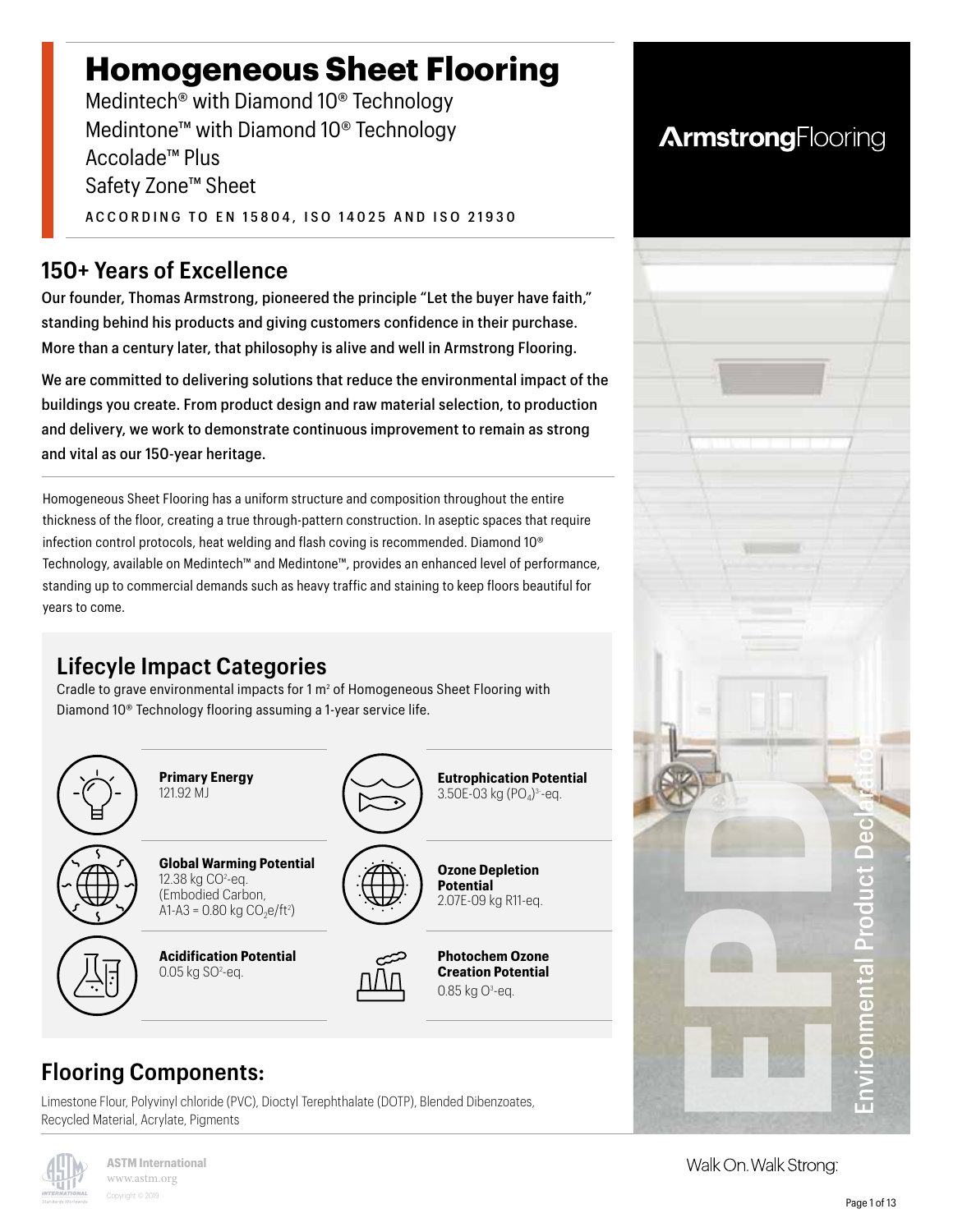# Homogeneous Sheet Flooring

Medintech® with Diamond 10® Technology
Medintone™ with Diamond 10® Technology
Accolade™ Plus
Safety Zone™ Sheet

ACCORDING TO EN 15804, ISO 14025 AND ISO 21930

ArmstrongFlooring

## 150+ Years of Excellence

Our founder, Thomas Armstrong, pioneered the principle "Let the buyer have faith," standing behind his products and giving customers confidence in their purchase. More than a century later, that philosophy is alive and well in Armstrong Flooring.

We are committed to delivering solutions that reduce the environmental impact of the buildings you create. From product design and raw material selection, to production and delivery, we work to demonstrate continuous improvement to remain as strong and vital as our 150-year heritage.

Homogeneous Sheet Flooring has a uniform structure and composition throughout the entire thickness of the floor, creating a true through-pattern construction. In aseptic spaces that require infection control protocols, heat welding and flash coving is recommended. Diamond 10® Technology, available on Medintech™ and Medintone™, provides an enhanced level of performance, standing up to commercial demands such as heavy traffic and staining to keep floors beautiful for years to come.

## Lifecyle Impact Categories

Cradle to grave environmental impacts for 1 $m^2$ of Homogeneous Sheet Flooring with Diamond 10® Technology flooring assuming a 1-year service life.

**Primary Energy**
121.92 MJ

**Eutrophication Potential**
3.50E-03 kg $(PO_4)^{3-}$-eq.

**Global Warming Potential**
12.38 kg $CO^2$-eq.
(Embodied Carbon, A1-A3 = 0.80 kg $CO_2e/ft^2$)

**Ozone Depletion Potential**
2.07E-09 kg R11-eq.

**Acidification Potential**
0.05 kg $SO^2$-eq.

**Photochem Ozone Creation Potential**
0.85 kg $O^3$-eq.

## Flooring Components:

Limestone Flour, Polyvinyl chloride (PVC), Dioctyl Terephthalate (DOTP), Blended Dibenzoates, Recycled Material, Acrylate, Pigments

Environmental Product Declaration

ASTM International
www.astm.org
Copyright © 2019

Walk On. Walk Strong.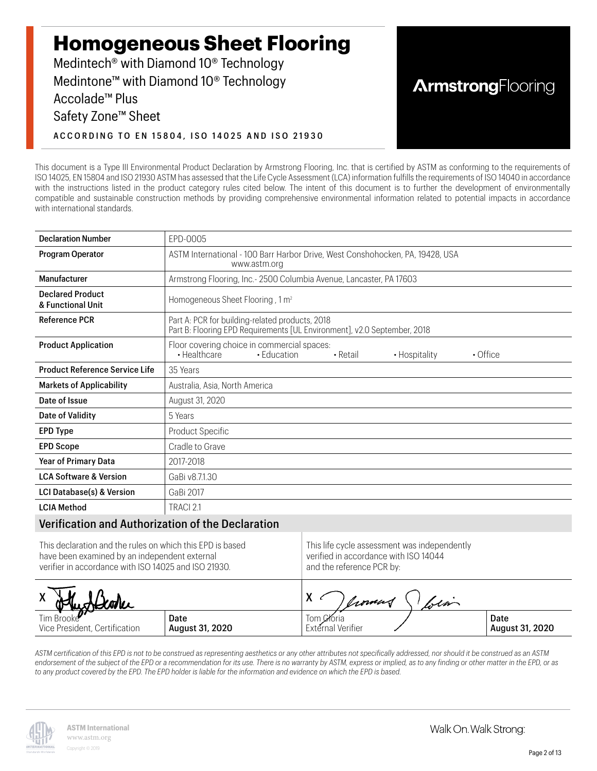# Homogeneous Sheet Flooring

Medintech® with Diamond 10® Technology
Medintone™ with Diamond 10® Technology
Accolade™ Plus
Safety Zone™ Sheet

ACCORDING TO EN 15804, ISO 14025 AND ISO 21930

ArmstrongFlooring

This document is a Type III Environmental Product Declaration by Armstrong Flooring, Inc. that is certified by ASTM as conforming to the requirements of ISO 14025, EN 15804 and ISO 21930 ASTM has assessed that the Life Cycle Assessment (LCA) information fulfills the requirements of ISO 14040 in accordance with the instructions listed in the product category rules cited below. The intent of this document is to further the development of environmentally compatible and sustainable construction methods by providing comprehensive environmental information related to potential impacts in accordance with international standards.

| | |
|---|---|
| **Declaration Number** | EPD-0005 |
| **Program Operator** | ASTM International - 100 Barr Harbor Drive, West Conshohocken, PA, 19428, USA www.astm.org |
| **Manufacturer** | Armstrong Flooring, Inc.- 2500 Columbia Avenue, Lancaster, PA 17603 |
| **Declared Product & Functional Unit** | Homogeneous Sheet Flooring , 1 m² |
| **Reference PCR** | Part A: PCR for building-related products, 2018<br>Part B: Flooring EPD Requirements [UL Environment], v2.0 September, 2018 |
| **Product Application** | Floor covering choice in commercial spaces: • Healthcare • Education • Retail • Hospitality • Office |
| **Product Reference Service Life** | 35 Years |
| **Markets of Applicability** | Australia, Asia, North America |
| **Date of Issue** | August 31, 2020 |
| **Date of Validity** | 5 Years |
| **EPD Type** | Product Specific |
| **EPD Scope** | Cradle to Grave |
| **Year of Primary Data** | 2017-2018 |
| **LCA Software & Version** | GaBi v8.7.1.30 |
| **LCI Database(s) & Version** | GaBi 2017 |
| **LCIA Method** | TRACI 2.1 |

## Verification and Authorization of the Declaration

| This declaration and the rules on which this EPD is based have been examined by an independent external verifier in accordance with ISO 14025 and ISO 21930. | | This life cycle assessment was independently verified in accordance with ISO 14044 and the reference PCR by: | |
|---|---|---|---|
| X | | X | |
| Tim Brooke<br>Vice President, Certification | **Date**<br>**August 31, 2020** | Tom Gloria<br>External Verifier | **Date**<br>**August 31, 2020** |

*ASTM certification of this EPD is not to be construed as representing aesthetics or any other attributes not specifically addressed, nor should it be construed as an ASTM endorsement of the subject of the EPD or a recommendation for its use. There is no warranty by ASTM, express or implied, as to any finding or other matter in the EPD, or as to any product covered by the EPD. The EPD holder is liable for the information and evidence on which the EPD is based.*

ASTM International
www.astm.org
Copyright © 2019

Walk On. Walk Strong.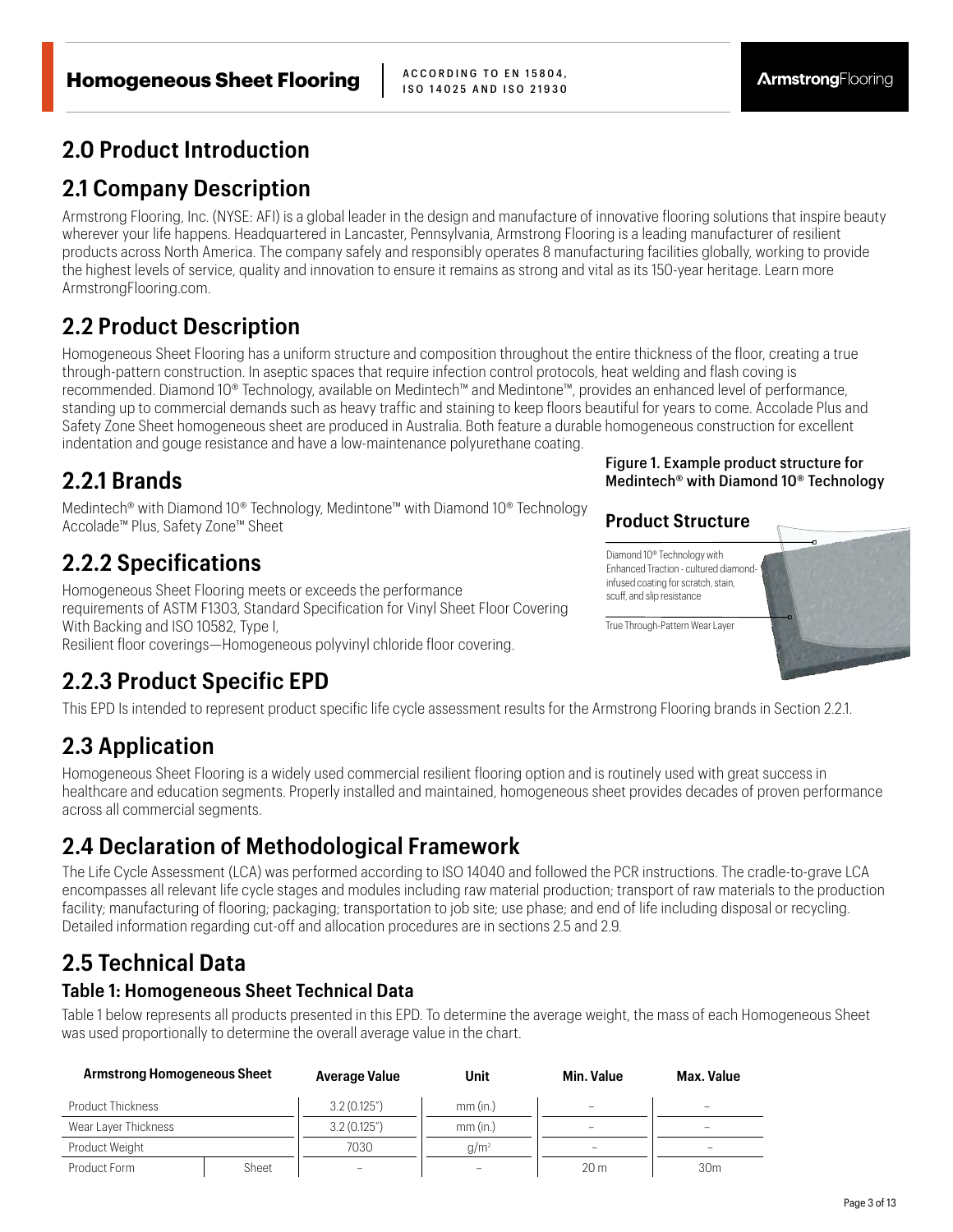## 2.0 Product Introduction

## 2.1 Company Description

Armstrong Flooring, Inc. (NYSE: AFI) is a global leader in the design and manufacture of innovative flooring solutions that inspire beauty wherever your life happens. Headquartered in Lancaster, Pennsylvania, Armstrong Flooring is a leading manufacturer of resilient products across North America. The company safely and responsibly operates 8 manufacturing facilities globally, working to provide the highest levels of service, quality and innovation to ensure it remains as strong and vital as its 150-year heritage. Learn more ArmstrongFlooring.com.

## 2.2 Product Description

Homogeneous Sheet Flooring has a uniform structure and composition throughout the entire thickness of the floor, creating a true through-pattern construction. In aseptic spaces that require infection control protocols, heat welding and flash coving is recommended. Diamond 10® Technology, available on Medintech™ and Medintone™, provides an enhanced level of performance, standing up to commercial demands such as heavy traffic and staining to keep floors beautiful for years to come. Accolade Plus and Safety Zone Sheet homogeneous sheet are produced in Australia. Both feature a durable homogeneous construction for excellent indentation and gouge resistance and have a low-maintenance polyurethane coating.

### 2.2.1 Brands

Medintech® with Diamond 10® Technology, Medintone™ with Diamond 10® Technology Accolade™ Plus, Safety Zone™ Sheet

Figure 1. Example product structure for Medintech® with Diamond 10® Technology

**Product Structure**

- Diamond 10® Technology with Enhanced Traction - cultured diamond-infused coating for scratch, stain, scuff, and slip resistance
- True Through-Pattern Wear Layer

### 2.2.2 Specifications

Homogeneous Sheet Flooring meets or exceeds the performance requirements of ASTM F1303, Standard Specification for Vinyl Sheet Floor Covering With Backing and ISO 10582, Type I,
Resilient floor coverings—Homogeneous polyvinyl chloride floor covering.

### 2.2.3 Product Specific EPD

This EPD Is intended to represent product specific life cycle assessment results for the Armstrong Flooring brands in Section 2.2.1.

## 2.3 Application

Homogeneous Sheet Flooring is a widely used commercial resilient flooring option and is routinely used with great success in healthcare and education segments. Properly installed and maintained, homogeneous sheet provides decades of proven performance across all commercial segments.

## 2.4 Declaration of Methodological Framework

The Life Cycle Assessment (LCA) was performed according to ISO 14040 and followed the PCR instructions. The cradle-to-grave LCA encompasses all relevant life cycle stages and modules including raw material production; transport of raw materials to the production facility; manufacturing of flooring; packaging; transportation to job site; use phase; and end of life including disposal or recycling. Detailed information regarding cut-off and allocation procedures are in sections 2.5 and 2.9.

## 2.5 Technical Data

### Table 1: Homogeneous Sheet Technical Data

Table 1 below represents all products presented in this EPD. To determine the average weight, the mass of each Homogeneous Sheet was used proportionally to determine the overall average value in the chart.

| Armstrong Homogeneous Sheet | | Average Value | Unit | Min. Value | Max. Value |
|---|---|---|---|---|---|
| Product Thickness | | 3.2 (0.125") | mm (in.) | – | – |
| Wear Layer Thickness | | 3.2 (0.125") | mm (in.) | – | – |
| Product Weight | | 7030 | g/m² | – | – |
| Product Form | Sheet | – | – | 20 m | 30m |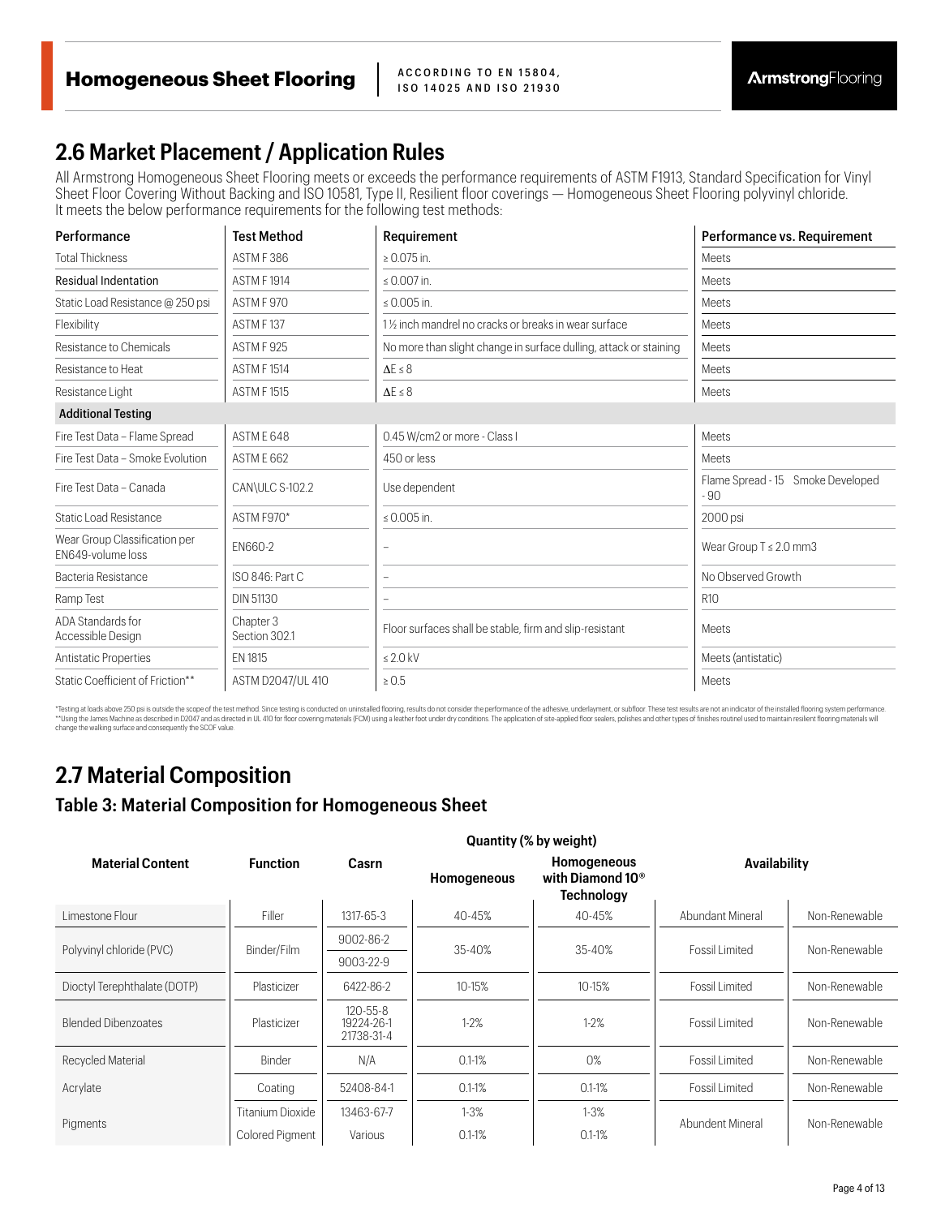## 2.6 Market Placement / Application Rules

All Armstrong Homogeneous Sheet Flooring meets or exceeds the performance requirements of ASTM F1913, Standard Specification for Vinyl Sheet Floor Covering Without Backing and ISO 10581, Type II, Resilient floor coverings — Homogeneous Sheet Flooring polyvinyl chloride. It meets the below performance requirements for the following test methods:

| Performance | Test Method | Requirement | Performance vs. Requirement |
|---|---|---|---|
| Total Thickness | ASTM F 386 | ≥ 0.075 in. | Meets |
| Residual Indentation | ASTM F 1914 | ≤ 0.007 in. | Meets |
| Static Load Resistance @ 250 psi | ASTM F 970 | ≤ 0.005 in. | Meets |
| Flexibility | ASTM F 137 | 1½ inch mandrel no cracks or breaks in wear surface | Meets |
| Resistance to Chemicals | ASTM F 925 | No more than slight change in surface dulling, attack or staining | Meets |
| Resistance to Heat | ASTM F 1514 | $\Delta E \leq 8$ | Meets |
| Resistance Light | ASTM F 1515 | $\Delta E \leq 8$ | Meets |
| **Additional Testing** | | | |
| Fire Test Data – Flame Spread | ASTM E 648 | 0.45 W/cm2 or more - Class I | Meets |
| Fire Test Data – Smoke Evolution | ASTM E 662 | 450 or less | Meets |
| Fire Test Data – Canada | CAN\ULC S-102.2 | Use dependent | Flame Spread - 15 Smoke Developed - 90 |
| Static Load Resistance | ASTM F970* | ≤ 0.005 in. | 2000 psi |
| Wear Group Classification per EN649-volume loss | EN660-2 | – | Wear Group T ≤ 2.0 mm3 |
| Bacteria Resistance | ISO 846: Part C | – | No Observed Growth |
| Ramp Test | DIN 51130 | – | R10 |
| ADA Standards for Accessible Design | Chapter 3 Section 302.1 | Floor surfaces shall be stable, firm and slip-resistant | Meets |
| Antistatic Properties | EN 1815 | ≤ 2.0 kV | Meets (antistatic) |
| Static Coefficient of Friction** | ASTM D2047/UL 410 | ≥ 0.5 | Meets |

*Testing at loads above 250 psi is outside the scope of the test method. Since testing is conducted on uninstalled flooring, results do not consider the performance of the adhesive, underlayment, or subfloor. These test results are not an indicator of the installed flooring system performance.
**Using the James Machine as described in D2047 and as directed in UL 410 for floor covering materials (FCM) using a leather foot under dry conditions. The application of site-applied floor sealers, polishes and other types of finishes routinel used to maintain resilient flooring materials will change the walking surface and consequently the SCOF value.

## 2.7 Material Composition

### Table 3: Material Composition for Homogeneous Sheet

| Material Content | Function | Casrn | Quantity (% by weight) | | Availability | |
|---|---|---|---|---|---|---|
| | | | Homogeneous | Homogeneous with Diamond 10® Technology | | |
| Limestone Flour | Filler | 1317-65-3 | 40-45% | 40-45% | Abundant Mineral | Non-Renewable |
| Polyvinyl chloride (PVC) | Binder/Film | 9002-86-2<br>9003-22-9 | 35-40% | 35-40% | Fossil Limited | Non-Renewable |
| Dioctyl Terephthalate (DOTP) | Plasticizer | 6422-86-2 | 10-15% | 10-15% | Fossil Limited | Non-Renewable |
| Blended Dibenzoates | Plasticizer | 120-55-8<br>19224-26-1<br>21738-31-4 | 1-2% | 1-2% | Fossil Limited | Non-Renewable |
| Recycled Material | Binder | N/A | 0.1-1% | 0% | Fossil Limited | Non-Renewable |
| Acrylate | Coating | 52408-84-1 | 0.1-1% | 0.1-1% | Fossil Limited | Non-Renewable |
| Pigments | Titanium Dioxide | 13463-67-7 | 1-3% | 1-3% | Abundent Mineral | Non-Renewable |
| | Colored Pigment | Various | 0.1-1% | 0.1-1% | | |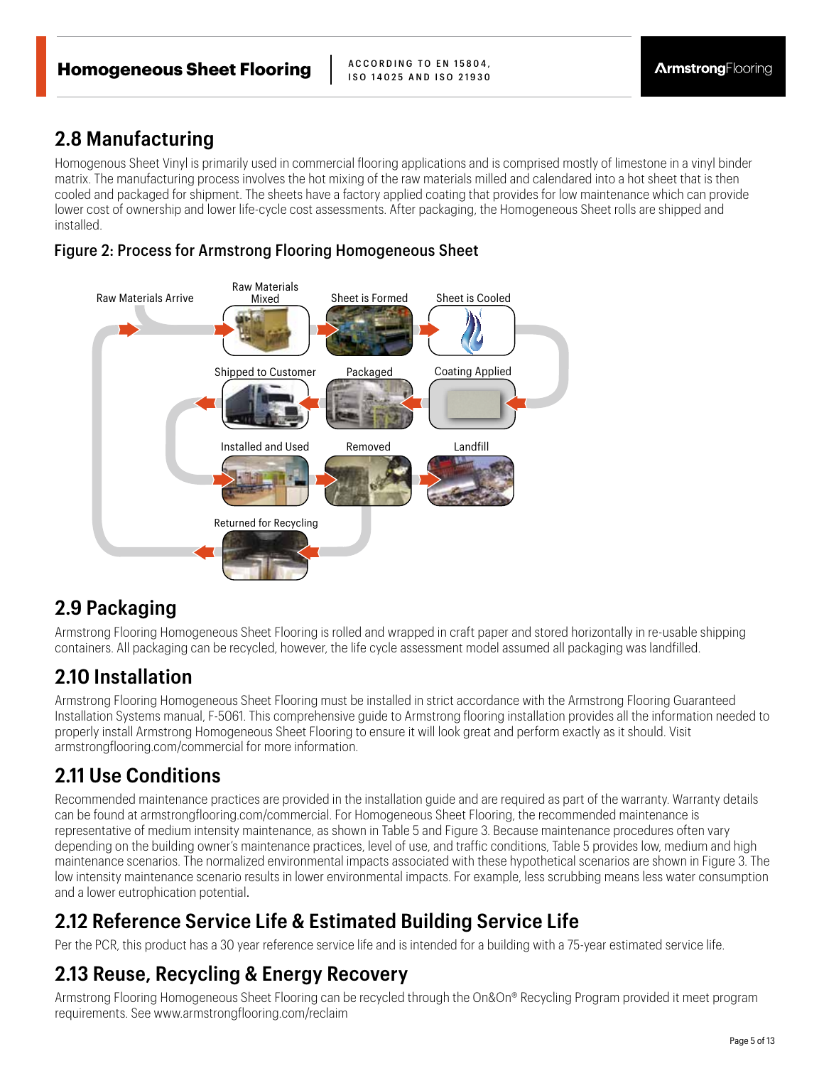## 2.8 Manufacturing

Homogenous Sheet Vinyl is primarily used in commercial flooring applications and is comprised mostly of limestone in a vinyl binder matrix. The manufacturing process involves the hot mixing of the raw materials milled and calendared into a hot sheet that is then cooled and packaged for shipment. The sheets have a factory applied coating that provides for low maintenance which can provide lower cost of ownership and lower life-cycle cost assessments. After packaging, the Homogeneous Sheet rolls are shipped and installed.

### Figure 2: Process for Armstrong Flooring Homogeneous Sheet

Raw Materials Arrive → Raw Materials Mixed → Sheet is Formed → Sheet is Cooled → Coating Applied → Packaged → Shipped to Customer → Installed and Used → Removed → Landfill

Returned for Recycling

## 2.9 Packaging

Armstrong Flooring Homogeneous Sheet Flooring is rolled and wrapped in craft paper and stored horizontally in re-usable shipping containers. All packaging can be recycled, however, the life cycle assessment model assumed all packaging was landfilled.

## 2.10 Installation

Armstrong Flooring Homogeneous Sheet Flooring must be installed in strict accordance with the Armstrong Flooring Guaranteed Installation Systems manual, F-5061. This comprehensive guide to Armstrong flooring installation provides all the information needed to properly install Armstrong Homogeneous Sheet Flooring to ensure it will look great and perform exactly as it should. Visit armstrongflooring.com/commercial for more information.

## 2.11 Use Conditions

Recommended maintenance practices are provided in the installation guide and are required as part of the warranty. Warranty details can be found at armstrongflooring.com/commercial. For Homogeneous Sheet Flooring, the recommended maintenance is representative of medium intensity maintenance, as shown in Table 5 and Figure 3. Because maintenance procedures often vary depending on the building owner's maintenance practices, level of use, and traffic conditions, Table 5 provides low, medium and high maintenance scenarios. The normalized environmental impacts associated with these hypothetical scenarios are shown in Figure 3. The low intensity maintenance scenario results in lower environmental impacts. For example, less scrubbing means less water consumption and a lower eutrophication potential.

## 2.12 Reference Service Life & Estimated Building Service Life

Per the PCR, this product has a 30 year reference service life and is intended for a building with a 75-year estimated service life.

## 2.13 Reuse, Recycling & Energy Recovery

Armstrong Flooring Homogeneous Sheet Flooring can be recycled through the On&On® Recycling Program provided it meet program requirements. See www.armstrongflooring.com/reclaim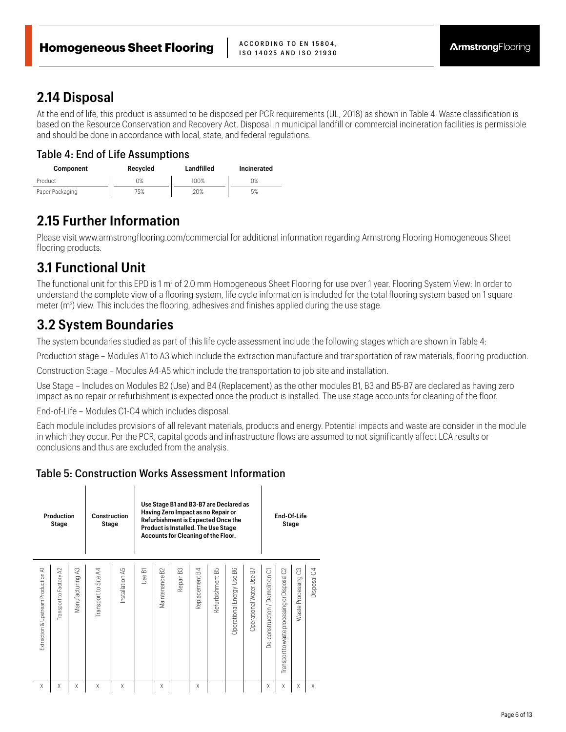## 2.14 Disposal

At the end of life, this product is assumed to be disposed per PCR requirements (UL, 2018) as shown in Table 4. Waste classification is based on the Resource Conservation and Recovery Act. Disposal in municipal landfill or commercial incineration facilities is permissible and should be done in accordance with local, state, and federal regulations.

### Table 4: End of Life Assumptions

| Component | Recycled | Landfilled | Incinerated |
|---|---|---|---|
| Product | 0% | 100% | 0% |
| Paper Packaging | 75% | 20% | 5% |

## 2.15 Further Information

Please visit www.armstrongflooring.com/commercial for additional information regarding Armstrong Flooring Homogeneous Sheet flooring products.

## 3.1 Functional Unit

The functional unit for this EPD is 1 m² of 2.0 mm Homogeneous Sheet Flooring for use over 1 year. Flooring System View: In order to understand the complete view of a flooring system, life cycle information is included for the total flooring system based on 1 square meter (m²) view. This includes the flooring, adhesives and finishes applied during the use stage.

## 3.2 System Boundaries

The system boundaries studied as part of this life cycle assessment include the following stages which are shown in Table 4:

Production stage – Modules A1 to A3 which include the extraction manufacture and transportation of raw materials, flooring production.

Construction Stage – Modules A4-A5 which include the transportation to job site and installation.

Use Stage – Includes on Modules B2 (Use) and B4 (Replacement) as the other modules B1, B3 and B5-B7 are declared as having zero impact as no repair or refurbishment is expected once the product is installed. The use stage accounts for cleaning of the floor.

End-of-Life – Modules C1-C4 which includes disposal.

Each module includes provisions of all relevant materials, products and energy. Potential impacts and waste are consider in the module in which they occur. Per the PCR, capital goods and infrastructure flows are assumed to not significantly affect LCA results or conclusions and thus are excluded from the analysis.

### Table 5: Construction Works Assessment Information

| Production Stage | | | Construction Stage | | Use Stage B1 and B3-B7 are Declared as Having Zero Impact as no Repair or Refurbishment is Expected Once the Product is Installed. The Use Stage Accounts for Cleaning of the Floor. | | | | | | | End-Of-Life Stage | | | |
|---|---|---|---|---|---|---|---|---|---|---|---|---|---|---|---|
| Extraction & Upstream Production A1 | Transport to Factory A2 | Manufacturing A3 | Transport to Site A4 | Installation A5 | Use B1 | Maintenance B2 | Repair B3 | Replacement B4 | Refurbishment B5 | Operational Energy Use B6 | Operational Water Use B7 | De-construction / Demolition C1 | Transport to waste processing or Disposal C2 | Waste Processing C3 | Disposal C4 |
| X | X | X | X | X | | X | | X | | | | X | X | X | X |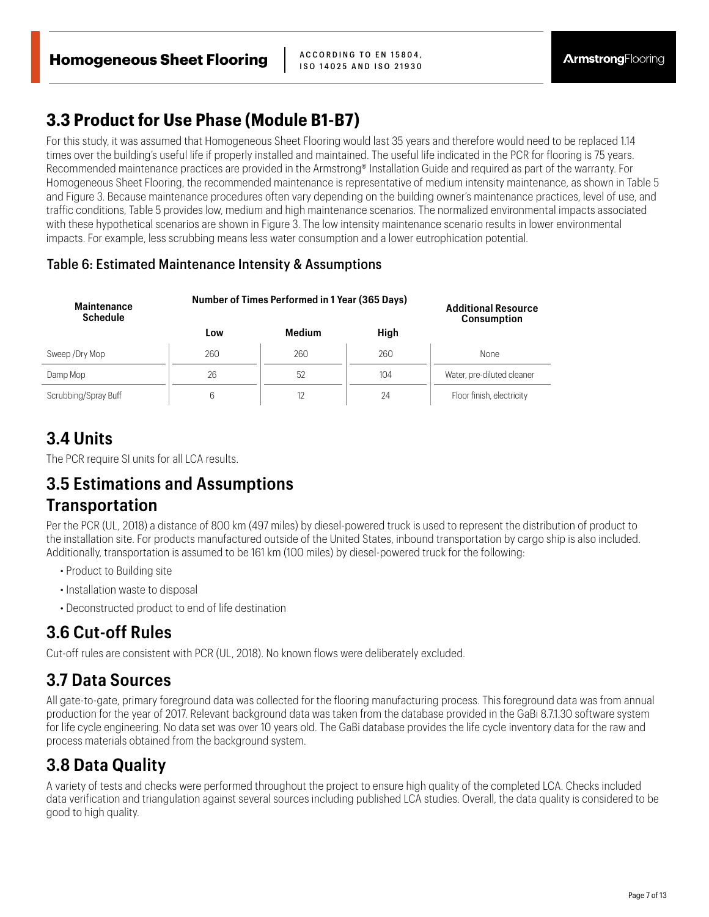## 3.3 Product for Use Phase (Module B1-B7)

For this study, it was assumed that Homogeneous Sheet Flooring would last 35 years and therefore would need to be replaced 1.14 times over the building's useful life if properly installed and maintained. The useful life indicated in the PCR for flooring is 75 years. Recommended maintenance practices are provided in the Armstrong® Installation Guide and required as part of the warranty. For Homogeneous Sheet Flooring, the recommended maintenance is representative of medium intensity maintenance, as shown in Table 5 and Figure 3. Because maintenance procedures often vary depending on the building owner's maintenance practices, level of use, and traffic conditions, Table 5 provides low, medium and high maintenance scenarios. The normalized environmental impacts associated with these hypothetical scenarios are shown in Figure 3. The low intensity maintenance scenario results in lower environmental impacts. For example, less scrubbing means less water consumption and a lower eutrophication potential.

### Table 6: Estimated Maintenance Intensity & Assumptions

| Maintenance Schedule | Number of Times Performed in 1 Year (365 Days) | | | Additional Resource Consumption |
|---|---|---|---|---|
| | Low | Medium | High | |
| Sweep /Dry Mop | 260 | 260 | 260 | None |
| Damp Mop | 26 | 52 | 104 | Water, pre-diluted cleaner |
| Scrubbing/Spray Buff | 6 | 12 | 24 | Floor finish, electricity |

## 3.4 Units

The PCR require SI units for all LCA results.

## 3.5 Estimations and Assumptions

### Transportation

Per the PCR (UL, 2018) a distance of 800 km (497 miles) by diesel-powered truck is used to represent the distribution of product to the installation site. For products manufactured outside of the United States, inbound transportation by cargo ship is also included. Additionally, transportation is assumed to be 161 km (100 miles) by diesel-powered truck for the following:

- Product to Building site
- Installation waste to disposal
- Deconstructed product to end of life destination

## 3.6 Cut-off Rules

Cut-off rules are consistent with PCR (UL, 2018). No known flows were deliberately excluded.

## 3.7 Data Sources

All gate-to-gate, primary foreground data was collected for the flooring manufacturing process. This foreground data was from annual production for the year of 2017. Relevant background data was taken from the database provided in the GaBi 8.7.1.30 software system for life cycle engineering. No data set was over 10 years old. The GaBi database provides the life cycle inventory data for the raw and process materials obtained from the background system.

## 3.8 Data Quality

A variety of tests and checks were performed throughout the project to ensure high quality of the completed LCA. Checks included data verification and triangulation against several sources including published LCA studies. Overall, the data quality is considered to be good to high quality.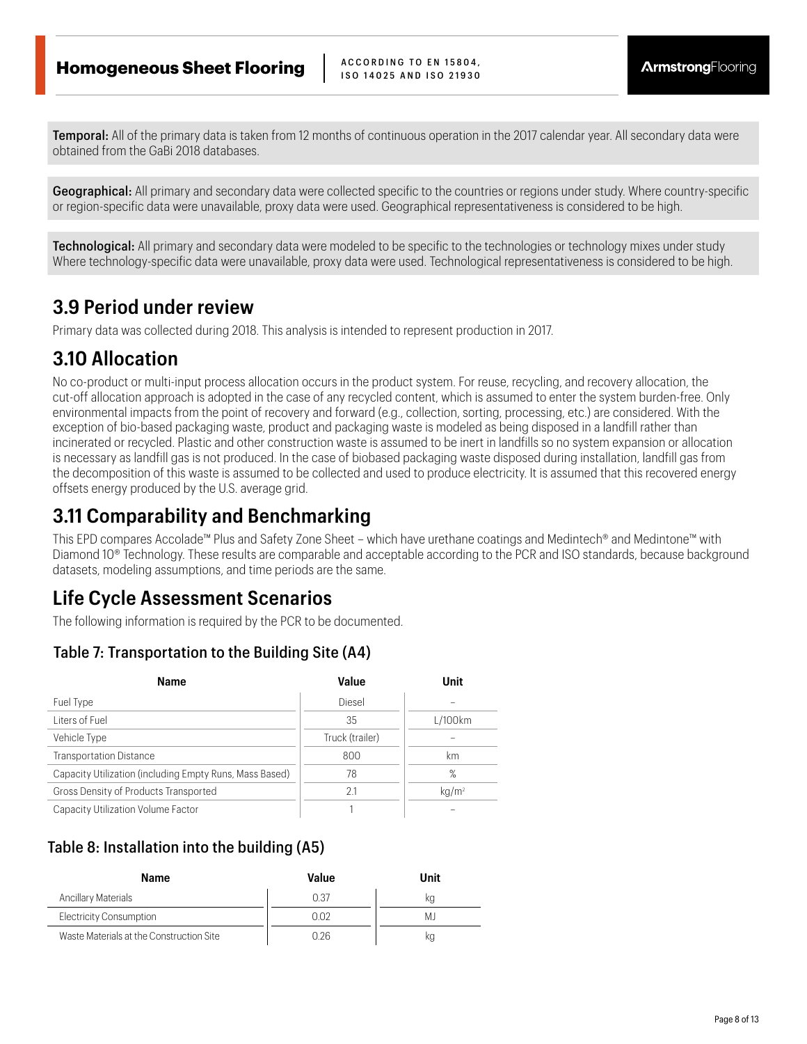**Temporal:** All of the primary data is taken from 12 months of continuous operation in the 2017 calendar year. All secondary data were obtained from the GaBi 2018 databases.

**Geographical:** All primary and secondary data were collected specific to the countries or regions under study. Where country-specific or region-specific data were unavailable, proxy data were used. Geographical representativeness is considered to be high.

**Technological:** All primary and secondary data were modeled to be specific to the technologies or technology mixes under study Where technology-specific data were unavailable, proxy data were used. Technological representativeness is considered to be high.

## 3.9 Period under review

Primary data was collected during 2018. This analysis is intended to represent production in 2017.

## 3.10 Allocation

No co-product or multi-input process allocation occurs in the product system. For reuse, recycling, and recovery allocation, the cut-off allocation approach is adopted in the case of any recycled content, which is assumed to enter the system burden-free. Only environmental impacts from the point of recovery and forward (e.g., collection, sorting, processing, etc.) are considered. With the exception of bio-based packaging waste, product and packaging waste is modeled as being disposed in a landfill rather than incinerated or recycled. Plastic and other construction waste is assumed to be inert in landfills so no system expansion or allocation is necessary as landfill gas is not produced. In the case of biobased packaging waste disposed during installation, landfill gas from the decomposition of this waste is assumed to be collected and used to produce electricity. It is assumed that this recovered energy offsets energy produced by the U.S. average grid.

## 3.11 Comparability and Benchmarking

This EPD compares Accolade™ Plus and Safety Zone Sheet – which have urethane coatings and Medintech® and Medintone™ with Diamond 10® Technology. These results are comparable and acceptable according to the PCR and ISO standards, because background datasets, modeling assumptions, and time periods are the same.

## Life Cycle Assessment Scenarios

The following information is required by the PCR to be documented.

### Table 7: Transportation to the Building Site (A4)

| Name | Value | Unit |
|---|---|---|
| Fuel Type | Diesel | – |
| Liters of Fuel | 35 | L/100km |
| Vehicle Type | Truck (trailer) | – |
| Transportation Distance | 800 | km |
| Capacity Utilization (including Empty Runs, Mass Based) | 78 | % |
| Gross Density of Products Transported | 2.1 | kg/m² |
| Capacity Utilization Volume Factor | 1 | – |

### Table 8: Installation into the building (A5)

| Name | Value | Unit |
|---|---|---|
| Ancillary Materials | 0.37 | kg |
| Electricity Consumption | 0.02 | MJ |
| Waste Materials at the Construction Site | 0.26 | kg |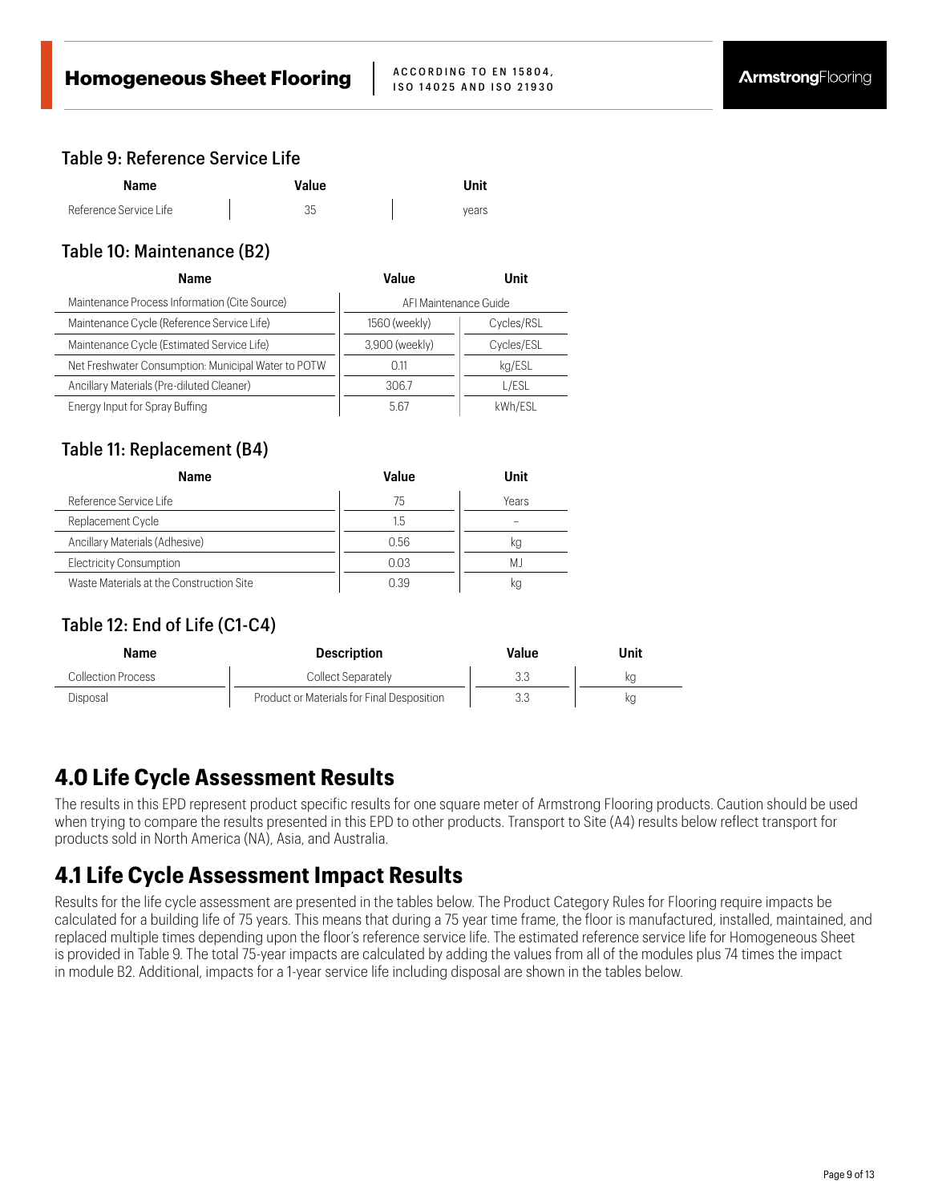### Table 9: Reference Service Life

| Name | Value | Unit |
|---|---|---|
| Reference Service Life | 35 | years |

### Table 10: Maintenance (B2)

| Name | Value | Unit |
|---|---|---|
| Maintenance Process Information (Cite Source) | AFI Maintenance Guide | |
| Maintenance Cycle (Reference Service Life) | 1560 (weekly) | Cycles/RSL |
| Maintenance Cycle (Estimated Service Life) | 3,900 (weekly) | Cycles/ESL |
| Net Freshwater Consumption: Municipal Water to POTW | 0.11 | kg/ESL |
| Ancillary Materials (Pre-diluted Cleaner) | 306.7 | L/ESL |
| Energy Input for Spray Buffing | 5.67 | kWh/ESL |

### Table 11: Replacement (B4)

| Name | Value | Unit |
|---|---|---|
| Reference Service Life | 75 | Years |
| Replacement Cycle | 1.5 | – |
| Ancillary Materials (Adhesive) | 0.56 | kg |
| Electricity Consumption | 0.03 | MJ |
| Waste Materials at the Construction Site | 0.39 | kg |

### Table 12: End of Life (C1-C4)

| Name | Description | Value | Unit |
|---|---|---|---|
| Collection Process | Collect Separately | 3.3 | kg |
| Disposal | Product or Materials for Final Desposition | 3.3 | kg |

# 4.0 Life Cycle Assessment Results

The results in this EPD represent product specific results for one square meter of Armstrong Flooring products. Caution should be used when trying to compare the results presented in this EPD to other products. Transport to Site (A4) results below reflect transport for products sold in North America (NA), Asia, and Australia.

## 4.1 Life Cycle Assessment Impact Results

Results for the life cycle assessment are presented in the tables below. The Product Category Rules for Flooring require impacts be calculated for a building life of 75 years. This means that during a 75 year time frame, the floor is manufactured, installed, maintained, and replaced multiple times depending upon the floor's reference service life. The estimated reference service life for Homogeneous Sheet is provided in Table 9. The total 75-year impacts are calculated by adding the values from all of the modules plus 74 times the impact in module B2. Additional, impacts for a 1-year service life including disposal are shown in the tables below.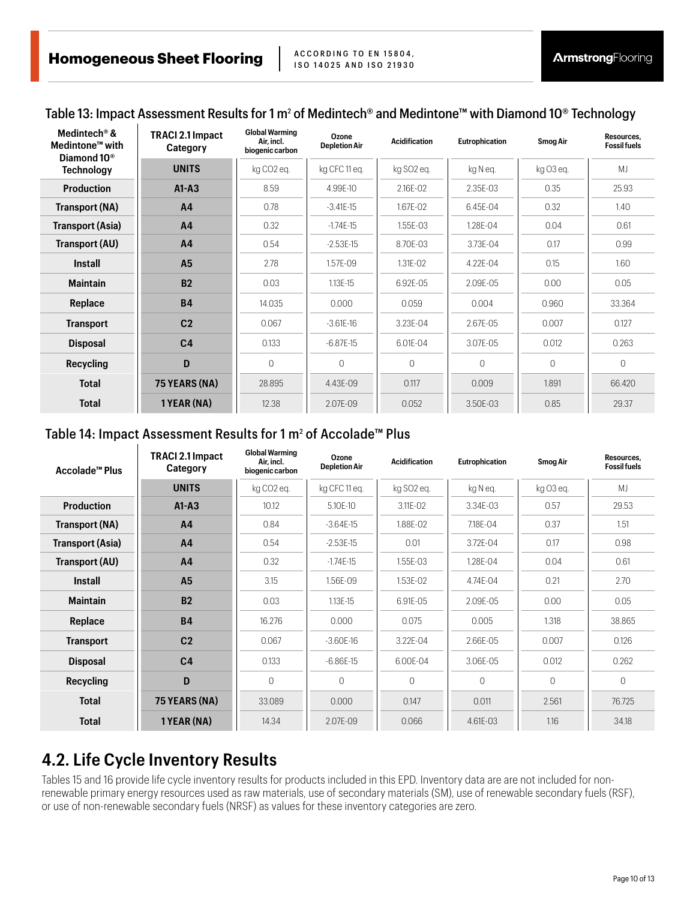## Table 13: Impact Assessment Results for 1 m² of Medintech® and Medintone™ with Diamond 10® Technology

| Medintech® & Medintone™ with Diamond 10® Technology | TRACI 2.1 Impact Category | Global Warming Air, incl. biogenic carbon | Ozone Depletion Air | Acidification | Eutrophication | Smog Air | Resources, Fossil fuels |
|---|---|---|---|---|---|---|---|
| | UNITS | kg CO2 eq. | kg CFC 11 eq. | kg SO2 eq. | kg N eq. | kg O3 eq. | MJ |
| Production | A1-A3 | 8.59 | 4.99E-10 | 2.16E-02 | 2.35E-03 | 0.35 | 25.93 |
| Transport (NA) | A4 | 0.78 | -3.41E-15 | 1.67E-02 | 6.45E-04 | 0.32 | 1.40 |
| Transport (Asia) | A4 | 0.32 | -1.74E-15 | 1.55E-03 | 1.28E-04 | 0.04 | 0.61 |
| Transport (AU) | A4 | 0.54 | -2.53E-15 | 8.70E-03 | 3.73E-04 | 0.17 | 0.99 |
| Install | A5 | 2.78 | 1.57E-09 | 1.31E-02 | 4.22E-04 | 0.15 | 1.60 |
| Maintain | B2 | 0.03 | 1.13E-15 | 6.92E-05 | 2.09E-05 | 0.00 | 0.05 |
| Replace | B4 | 14.035 | 0.000 | 0.059 | 0.004 | 0.960 | 33.364 |
| Transport | C2 | 0.067 | -3.61E-16 | 3.23E-04 | 2.67E-05 | 0.007 | 0.127 |
| Disposal | C4 | 0.133 | -6.87E-15 | 6.01E-04 | 3.07E-05 | 0.012 | 0.263 |
| Recycling | D | 0 | 0 | 0 | 0 | 0 | 0 |
| Total | 75 YEARS (NA) | 28.895 | 4.43E-09 | 0.117 | 0.009 | 1.891 | 66.420 |
| Total | 1 YEAR (NA) | 12.38 | 2.07E-09 | 0.052 | 3.50E-03 | 0.85 | 29.37 |

## Table 14: Impact Assessment Results for 1 m² of Accolade™ Plus

| Accolade™ Plus | TRACI 2.1 Impact Category | Global Warming Air, incl. biogenic carbon | Ozone Depletion Air | Acidification | Eutrophication | Smog Air | Resources, Fossil fuels |
|---|---|---|---|---|---|---|---|
| | UNITS | kg CO2 eq. | kg CFC 11 eq. | kg SO2 eq. | kg N eq. | kg O3 eq. | MJ |
| Production | A1-A3 | 10.12 | 5.10E-10 | 3.11E-02 | 3.34E-03 | 0.57 | 29.53 |
| Transport (NA) | A4 | 0.84 | -3.64E-15 | 1.88E-02 | 7.18E-04 | 0.37 | 1.51 |
| Transport (Asia) | A4 | 0.54 | -2.53E-15 | 0.01 | 3.72E-04 | 0.17 | 0.98 |
| Transport (AU) | A4 | 0.32 | -1.74E-15 | 1.55E-03 | 1.28E-04 | 0.04 | 0.61 |
| Install | A5 | 3.15 | 1.56E-09 | 1.53E-02 | 4.74E-04 | 0.21 | 2.70 |
| Maintain | B2 | 0.03 | 1.13E-15 | 6.91E-05 | 2.09E-05 | 0.00 | 0.05 |
| Replace | B4 | 16.276 | 0.000 | 0.075 | 0.005 | 1.318 | 38.865 |
| Transport | C2 | 0.067 | -3.60E-16 | 3.22E-04 | 2.66E-05 | 0.007 | 0.126 |
| Disposal | C4 | 0.133 | -6.86E-15 | 6.00E-04 | 3.06E-05 | 0.012 | 0.262 |
| Recycling | D | 0 | 0 | 0 | 0 | 0 | 0 |
| Total | 75 YEARS (NA) | 33.089 | 0.000 | 0.147 | 0.011 | 2.561 | 76.725 |
| Total | 1 YEAR (NA) | 14.34 | 2.07E-09 | 0.066 | 4.61E-03 | 1.16 | 34.18 |

## 4.2. Life Cycle Inventory Results

Tables 15 and 16 provide life cycle inventory results for products included in this EPD. Inventory data are are not included for non-renewable primary energy resources used as raw materials, use of secondary materials (SM), use of renewable secondary fuels (RSF), or use of non-renewable secondary fuels (NRSF) as values for these inventory categories are zero.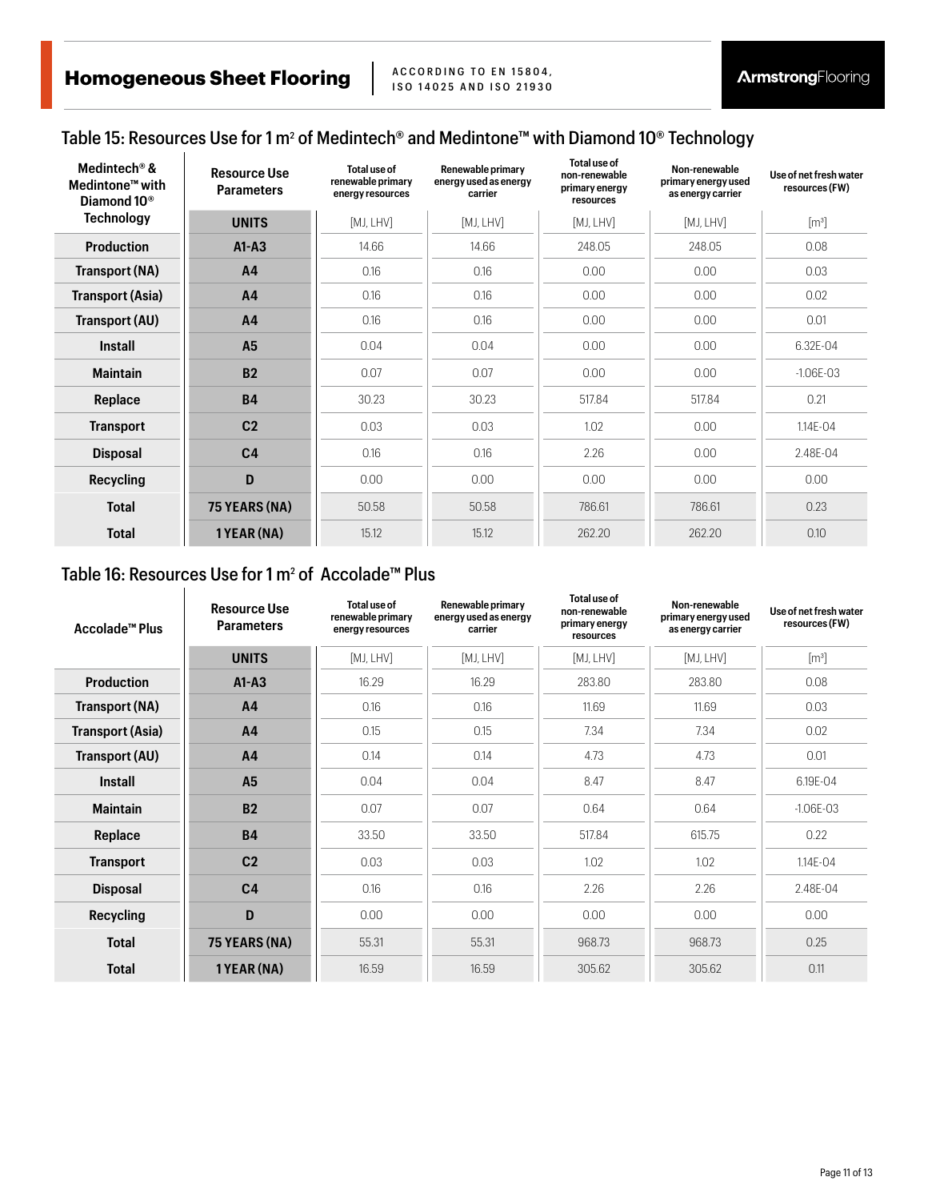## Table 15: Resources Use for 1 m² of Medintech® and Medintone™ with Diamond 10® Technology

| Medintech® & Medintone™ with Diamond 10® Technology | Resource Use Parameters | Total use of renewable primary energy resources | Renewable primary energy used as energy carrier | Total use of non-renewable primary energy resources | Non-renewable primary energy used as energy carrier | Use of net fresh water resources (FW) |
|---|---|---|---|---|---|---|
| | UNITS | [MJ, LHV] | [MJ, LHV] | [MJ, LHV] | [MJ, LHV] | [m³] |
| Production | A1-A3 | 14.66 | 14.66 | 248.05 | 248.05 | 0.08 |
| Transport (NA) | A4 | 0.16 | 0.16 | 0.00 | 0.00 | 0.03 |
| Transport (Asia) | A4 | 0.16 | 0.16 | 0.00 | 0.00 | 0.02 |
| Transport (AU) | A4 | 0.16 | 0.16 | 0.00 | 0.00 | 0.01 |
| Install | A5 | 0.04 | 0.04 | 0.00 | 0.00 | 6.32E-04 |
| Maintain | B2 | 0.07 | 0.07 | 0.00 | 0.00 | -1.06E-03 |
| Replace | B4 | 30.23 | 30.23 | 517.84 | 517.84 | 0.21 |
| Transport | C2 | 0.03 | 0.03 | 1.02 | 0.00 | 1.14E-04 |
| Disposal | C4 | 0.16 | 0.16 | 2.26 | 0.00 | 2.48E-04 |
| Recycling | D | 0.00 | 0.00 | 0.00 | 0.00 | 0.00 |
| Total | 75 YEARS (NA) | 50.58 | 50.58 | 786.61 | 786.61 | 0.23 |
| Total | 1 YEAR (NA) | 15.12 | 15.12 | 262.20 | 262.20 | 0.10 |

## Table 16: Resources Use for 1 m² of Accolade™ Plus

| Accolade™ Plus | Resource Use Parameters | Total use of renewable primary energy resources | Renewable primary energy used as energy carrier | Total use of non-renewable primary energy resources | Non-renewable primary energy used as energy carrier | Use of net fresh water resources (FW) |
|---|---|---|---|---|---|---|
| | UNITS | [MJ, LHV] | [MJ, LHV] | [MJ, LHV] | [MJ, LHV] | [m³] |
| Production | A1-A3 | 16.29 | 16.29 | 283.80 | 283.80 | 0.08 |
| Transport (NA) | A4 | 0.16 | 0.16 | 11.69 | 11.69 | 0.03 |
| Transport (Asia) | A4 | 0.15 | 0.15 | 7.34 | 7.34 | 0.02 |
| Transport (AU) | A4 | 0.14 | 0.14 | 4.73 | 4.73 | 0.01 |
| Install | A5 | 0.04 | 0.04 | 8.47 | 8.47 | 6.19E-04 |
| Maintain | B2 | 0.07 | 0.07 | 0.64 | 0.64 | -1.06E-03 |
| Replace | B4 | 33.50 | 33.50 | 517.84 | 615.75 | 0.22 |
| Transport | C2 | 0.03 | 0.03 | 1.02 | 1.02 | 1.14E-04 |
| Disposal | C4 | 0.16 | 0.16 | 2.26 | 2.26 | 2.48E-04 |
| Recycling | D | 0.00 | 0.00 | 0.00 | 0.00 | 0.00 |
| Total | 75 YEARS (NA) | 55.31 | 55.31 | 968.73 | 968.73 | 0.25 |
| Total | 1 YEAR (NA) | 16.59 | 16.59 | 305.62 | 305.62 | 0.11 |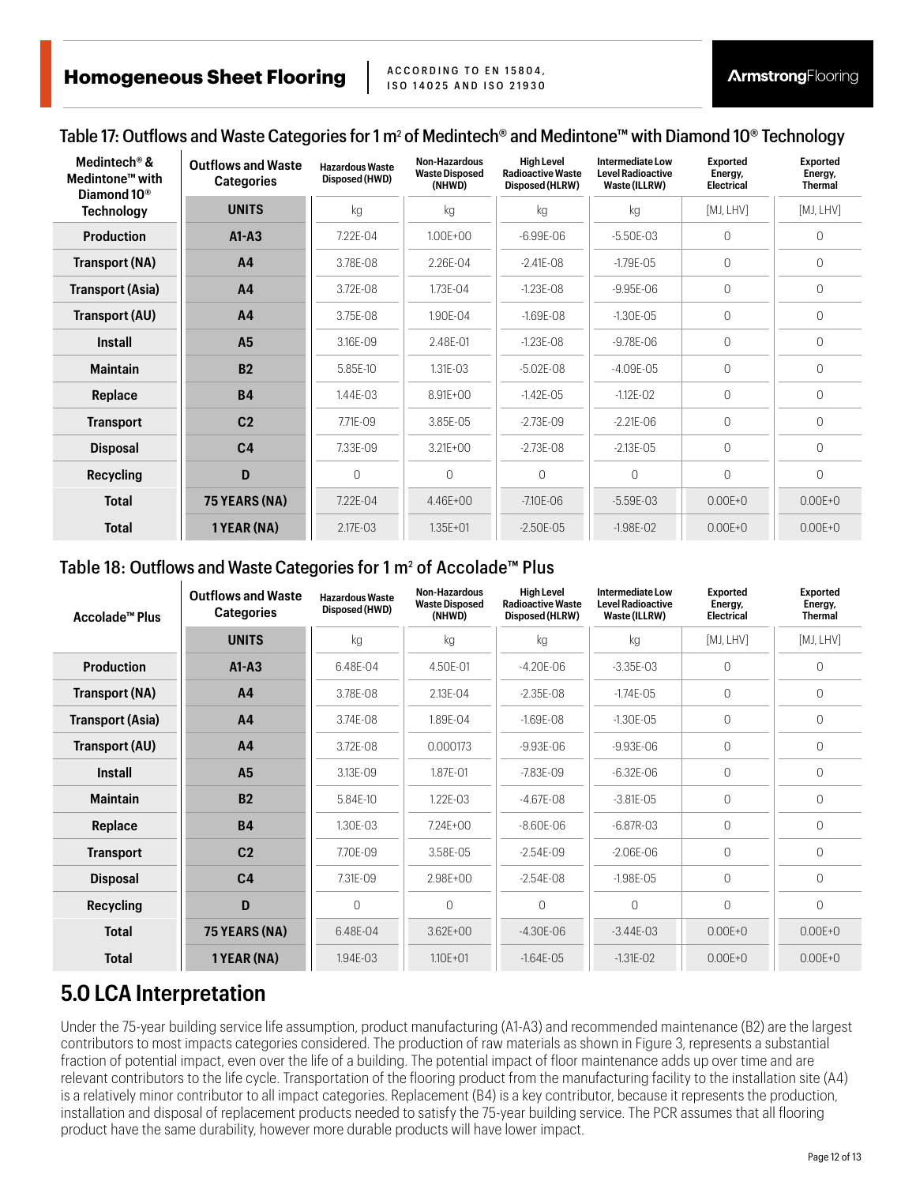## Table 17: Outflows and Waste Categories for 1 m² of Medintech® and Medintone™ with Diamond 10® Technology

| Medintech® & Medintone™ with Diamond 10® Technology | Outflows and Waste Categories | Hazardous Waste Disposed (HWD) | Non-Hazardous Waste Disposed (NHWD) | High Level Radioactive Waste Disposed (HLRW) | Intermediate Low Level Radioactive Waste (ILLRW) | Exported Energy, Electrical | Exported Energy, Thermal |
|---|---|---|---|---|---|---|---|
| | UNITS | kg | kg | kg | kg | [MJ, LHV] | [MJ, LHV] |
| Production | A1-A3 | 7.22E-04 | 1.00E+00 | -6.99E-06 | -5.50E-03 | 0 | 0 |
| Transport (NA) | A4 | 3.78E-08 | 2.26E-04 | -2.41E-08 | -1.79E-05 | 0 | 0 |
| Transport (Asia) | A4 | 3.72E-08 | 1.73E-04 | -1.23E-08 | -9.95E-06 | 0 | 0 |
| Transport (AU) | A4 | 3.75E-08 | 1.90E-04 | -1.69E-08 | -1.30E-05 | 0 | 0 |
| Install | A5 | 3.16E-09 | 2.48E-01 | -1.23E-08 | -9.78E-06 | 0 | 0 |
| Maintain | B2 | 5.85E-10 | 1.31E-03 | -5.02E-08 | -4.09E-05 | 0 | 0 |
| Replace | B4 | 1.44E-03 | 8.91E+00 | -1.42E-05 | -1.12E-02 | 0 | 0 |
| Transport | C2 | 7.71E-09 | 3.85E-05 | -2.73E-09 | -2.21E-06 | 0 | 0 |
| Disposal | C4 | 7.33E-09 | 3.21E+00 | -2.73E-08 | -2.13E-05 | 0 | 0 |
| Recycling | D | 0 | 0 | 0 | 0 | 0 | 0 |
| Total | 75 YEARS (NA) | 7.22E-04 | 4.46E+00 | -7.10E-06 | -5.59E-03 | 0.00E+0 | 0.00E+0 |
| Total | 1 YEAR (NA) | 2.17E-03 | 1.35E+01 | -2.50E-05 | -1.98E-02 | 0.00E+0 | 0.00E+0 |

## Table 18: Outflows and Waste Categories for 1 m² of Accolade™ Plus

| Accolade™ Plus | Outflows and Waste Categories | Hazardous Waste Disposed (HWD) | Non-Hazardous Waste Disposed (NHWD) | High Level Radioactive Waste Disposed (HLRW) | Intermediate Low Level Radioactive Waste (ILLRW) | Exported Energy, Electrical | Exported Energy, Thermal |
|---|---|---|---|---|---|---|---|
| | UNITS | kg | kg | kg | kg | [MJ, LHV] | [MJ, LHV] |
| Production | A1-A3 | 6.48E-04 | 4.50E-01 | -4.20E-06 | -3.35E-03 | 0 | 0 |
| Transport (NA) | A4 | 3.78E-08 | 2.13E-04 | -2.35E-08 | -1.74E-05 | 0 | 0 |
| Transport (Asia) | A4 | 3.74E-08 | 1.89E-04 | -1.69E-08 | -1.30E-05 | 0 | 0 |
| Transport (AU) | A4 | 3.72E-08 | 0.000173 | -9.93E-06 | -9.93E-06 | 0 | 0 |
| Install | A5 | 3.13E-09 | 1.87E-01 | -7.83E-09 | -6.32E-06 | 0 | 0 |
| Maintain | B2 | 5.84E-10 | 1.22E-03 | -4.67E-08 | -3.81E-05 | 0 | 0 |
| Replace | B4 | 1.30E-03 | 7.24E+00 | -8.60E-06 | -6.87R-03 | 0 | 0 |
| Transport | C2 | 7.70E-09 | 3.58E-05 | -2.54E-09 | -2.06E-06 | 0 | 0 |
| Disposal | C4 | 7.31E-09 | 2.98E+00 | -2.54E-08 | -1.98E-05 | 0 | 0 |
| Recycling | D | 0 | 0 | 0 | 0 | 0 | 0 |
| Total | 75 YEARS (NA) | 6.48E-04 | 3.62E+00 | -4.30E-06 | -3.44E-03 | 0.00E+0 | 0.00E+0 |
| Total | 1 YEAR (NA) | 1.94E-03 | 1.10E+01 | -1.64E-05 | -1.31E-02 | 0.00E+0 | 0.00E+0 |

# 5.0 LCA Interpretation

Under the 75-year building service life assumption, product manufacturing (A1-A3) and recommended maintenance (B2) are the largest contributors to most impacts categories considered. The production of raw materials as shown in Figure 3, represents a substantial fraction of potential impact, even over the life of a building. The potential impact of floor maintenance adds up over time and are relevant contributors to the life cycle. Transportation of the flooring product from the manufacturing facility to the installation site (A4) is a relatively minor contributor to all impact categories. Replacement (B4) is a key contributor, because it represents the production, installation and disposal of replacement products needed to satisfy the 75-year building service. The PCR assumes that all flooring product have the same durability, however more durable products will have lower impact.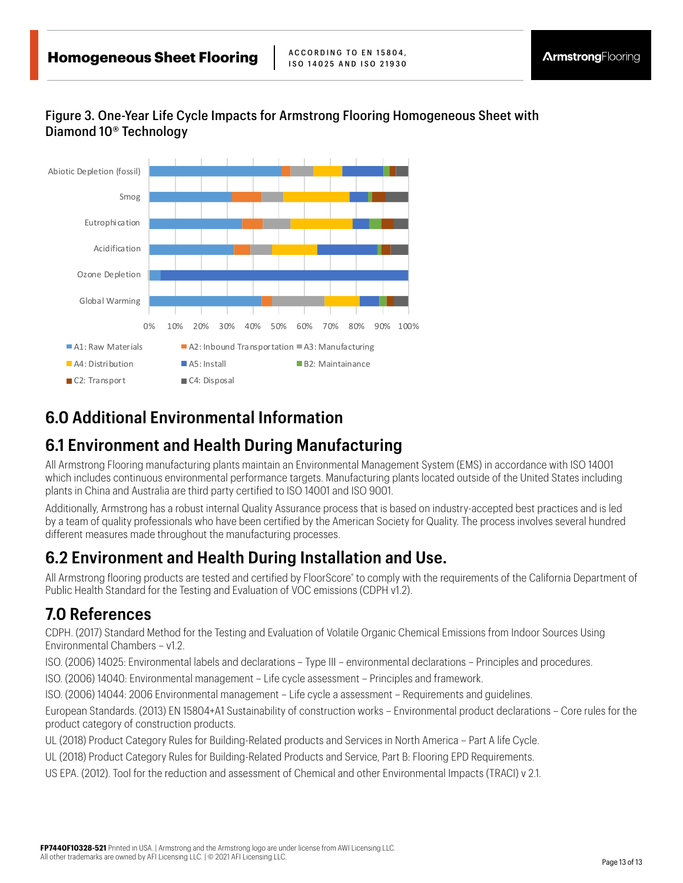## Figure 3. One-Year Life Cycle Impacts for Armstrong Flooring Homogeneous Sheet with Diamond 10® Technology

Abiotic Depletion (fossil)
Smog
Eutrophication
Acidification
Ozone Depletion
Global Warming

0% 10% 20% 30% 40% 50% 60% 70% 80% 90% 100%

A1: Raw Materials
A2: Inbound Transportation
A3: Manufacturing
A4: Distribution
A5: Install
B2: Maintainance
C2: Transport
C4: Disposal

# 6.0 Additional Environmental Information

## 6.1 Environment and Health During Manufacturing

All Armstrong Flooring manufacturing plants maintain an Environmental Management System (EMS) in accordance with ISO 14001 which includes continuous environmental performance targets. Manufacturing plants located outside of the United States including plants in China and Australia are third party certified to ISO 14001 and ISO 9001.

Additionally, Armstrong has a robust internal Quality Assurance process that is based on industry-accepted best practices and is led by a team of quality professionals who have been certified by the American Society for Quality. The process involves several hundred different measures made throughout the manufacturing processes.

## 6.2 Environment and Health During Installation and Use.

All Armstrong flooring products are tested and certified by FloorScore® to comply with the requirements of the California Department of Public Health Standard for the Testing and Evaluation of VOC emissions (CDPH v1.2).

# 7.0 References

CDPH. (2017) Standard Method for the Testing and Evaluation of Volatile Organic Chemical Emissions from Indoor Sources Using Environmental Chambers – v1.2.

ISO. (2006) 14025: Environmental labels and declarations – Type III – environmental declarations – Principles and procedures.

ISO. (2006) 14040: Environmental management – Life cycle assessment – Principles and framework.

ISO. (2006) 14044: 2006 Environmental management – Life cycle a assessment – Requirements and guidelines.

European Standards. (2013) EN 15804+A1 Sustainability of construction works – Environmental product declarations – Core rules for the product category of construction products.

UL (2018) Product Category Rules for Building-Related products and Services in North America – Part A life Cycle.

UL (2018) Product Category Rules for Building-Related Products and Service, Part B: Flooring EPD Requirements.

US EPA. (2012). Tool for the reduction and assessment of Chemical and other Environmental Impacts (TRACI) v 2.1.

**FP7440F10328-521** Printed in USA. | Armstrong and the Armstrong logo are under license from AWI Licensing LLC.
All other trademarks are owned by AFI Licensing LLC. | © 2021 AFI Licensing LLC.